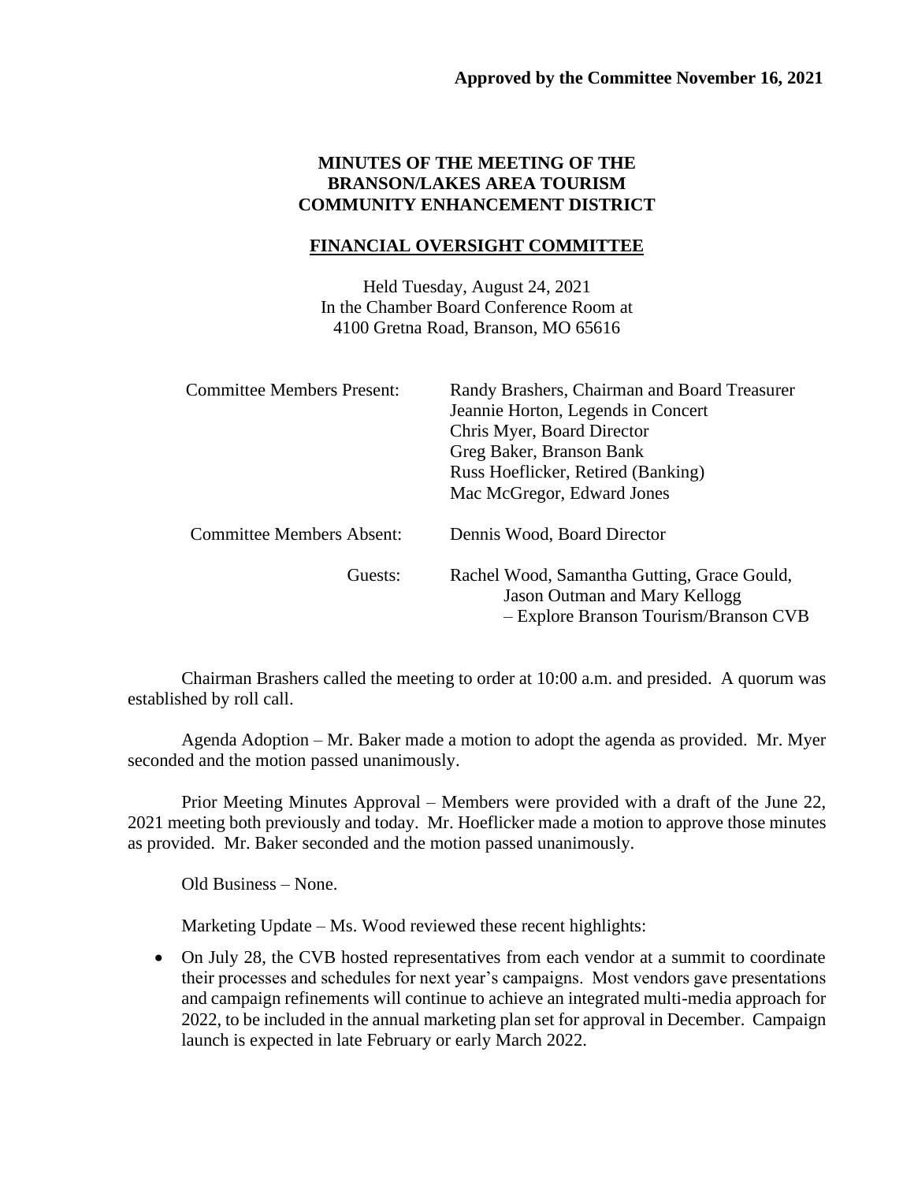**Approved by the Committee November 16, 2021**

# MINUTES OF THE MEETING OF THE BRANSON/LAKES AREA TOURISM COMMUNITY ENHANCEMENT DISTRICT

## FINANCIAL OVERSIGHT COMMITTEE

Held Tuesday, August 24, 2021
In the Chamber Board Conference Room at
4100 Gretna Road, Branson, MO 65616

| | |
|---|---|
| Committee Members Present: | Randy Brashers, Chairman and Board Treasurer<br>Jeannie Horton, Legends in Concert<br>Chris Myer, Board Director<br>Greg Baker, Branson Bank<br>Russ Hoeflicker, Retired (Banking)<br>Mac McGregor, Edward Jones |
| Committee Members Absent: | Dennis Wood, Board Director |
| Guests: | Rachel Wood, Samantha Gutting, Grace Gould, Jason Outman and Mary Kellogg – Explore Branson Tourism/Branson CVB |

Chairman Brashers called the meeting to order at 10:00 a.m. and presided. A quorum was established by roll call.

Agenda Adoption – Mr. Baker made a motion to adopt the agenda as provided. Mr. Myer seconded and the motion passed unanimously.

Prior Meeting Minutes Approval – Members were provided with a draft of the June 22, 2021 meeting both previously and today. Mr. Hoeflicker made a motion to approve those minutes as provided. Mr. Baker seconded and the motion passed unanimously.

Old Business – None.

Marketing Update – Ms. Wood reviewed these recent highlights:

- On July 28, the CVB hosted representatives from each vendor at a summit to coordinate their processes and schedules for next year's campaigns. Most vendors gave presentations and campaign refinements will continue to achieve an integrated multi-media approach for 2022, to be included in the annual marketing plan set for approval in December. Campaign launch is expected in late February or early March 2022.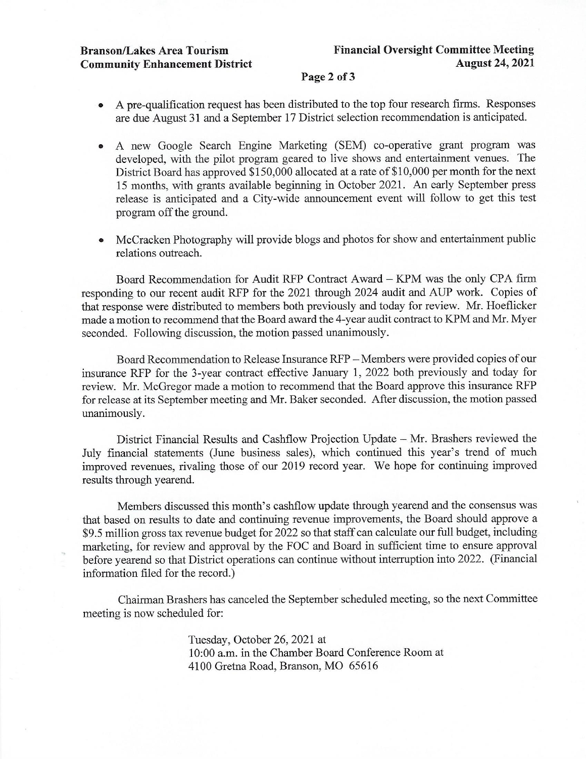- A pre-qualification request has been distributed to the top four research firms. Responses are due August 31 and a September 17 District selection recommendation is anticipated.

- A new Google Search Engine Marketing (SEM) co-operative grant program was developed, with the pilot program geared to live shows and entertainment venues. The District Board has approved $150,000 allocated at a rate of $10,000 per month for the next 15 months, with grants available beginning in October 2021. An early September press release is anticipated and a City-wide announcement event will follow to get this test program off the ground.

- McCracken Photography will provide blogs and photos for show and entertainment public relations outreach.

Board Recommendation for Audit RFP Contract Award – KPM was the only CPA firm responding to our recent audit RFP for the 2021 through 2024 audit and AUP work. Copies of that response were distributed to members both previously and today for review. Mr. Hoeflicker made a motion to recommend that the Board award the 4-year audit contract to KPM and Mr. Myer seconded. Following discussion, the motion passed unanimously.

Board Recommendation to Release Insurance RFP – Members were provided copies of our insurance RFP for the 3-year contract effective January 1, 2022 both previously and today for review. Mr. McGregor made a motion to recommend that the Board approve this insurance RFP for release at its September meeting and Mr. Baker seconded. After discussion, the motion passed unanimously.

District Financial Results and Cashflow Projection Update – Mr. Brashers reviewed the July financial statements (June business sales), which continued this year's trend of much improved revenues, rivaling those of our 2019 record year. We hope for continuing improved results through yearend.

Members discussed this month's cashflow update through yearend and the consensus was that based on results to date and continuing revenue improvements, the Board should approve a $9.5 million gross tax revenue budget for 2022 so that staff can calculate our full budget, including marketing, for review and approval by the FOC and Board in sufficient time to ensure approval before yearend so that District operations can continue without interruption into 2022. (Financial information filed for the record.)

Chairman Brashers has canceled the September scheduled meeting, so the next Committee meeting is now scheduled for:

Tuesday, October 26, 2021 at
10:00 a.m. in the Chamber Board Conference Room at
4100 Gretna Road, Branson, MO 65616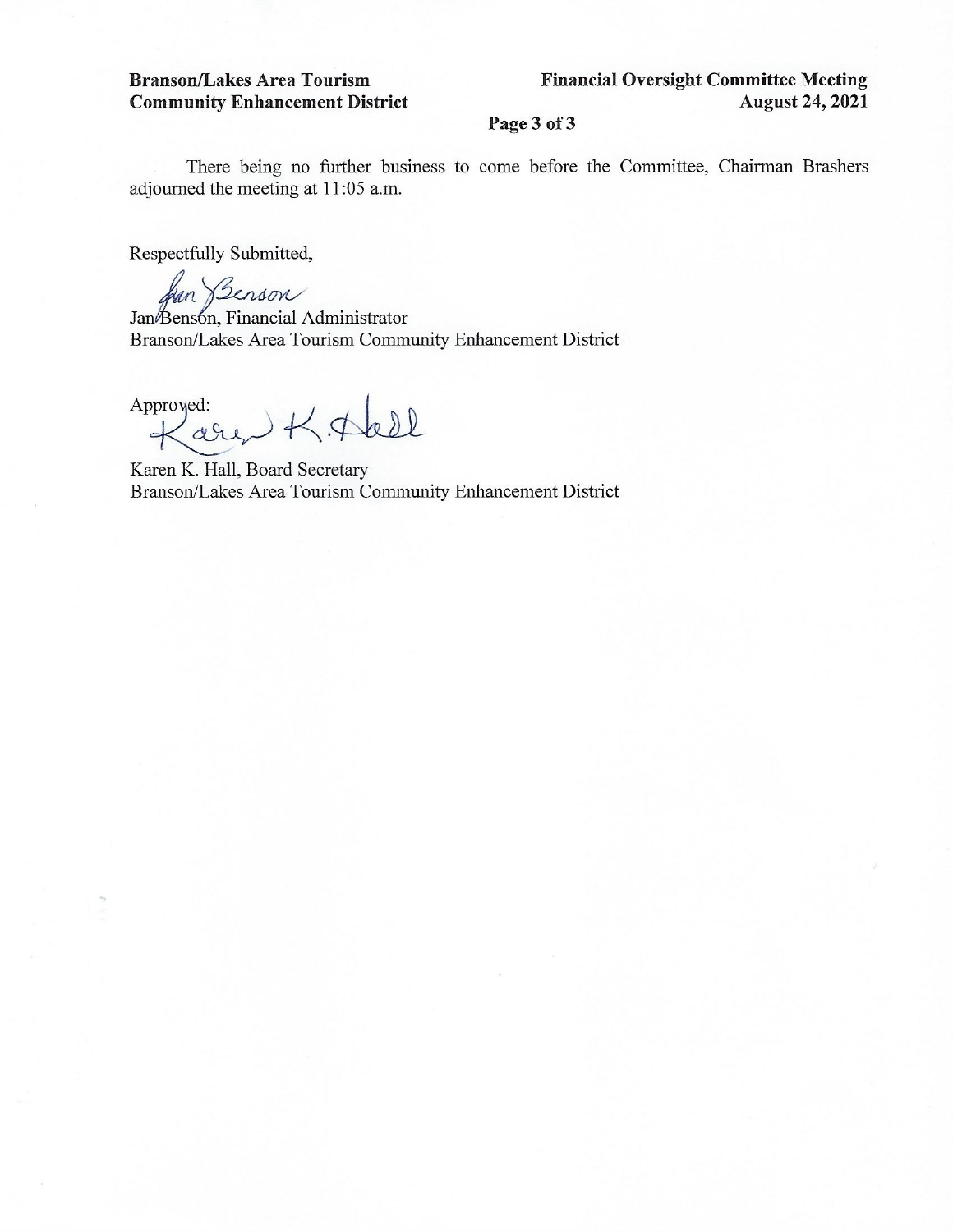There being no further business to come before the Committee, Chairman Brashers adjourned the meeting at 11:05 a.m.

Respectfully Submitted,

Jan Benson, Financial Administrator
Branson/Lakes Area Tourism Community Enhancement District

Approved:

Karen K. Hall, Board Secretary
Branson/Lakes Area Tourism Community Enhancement District